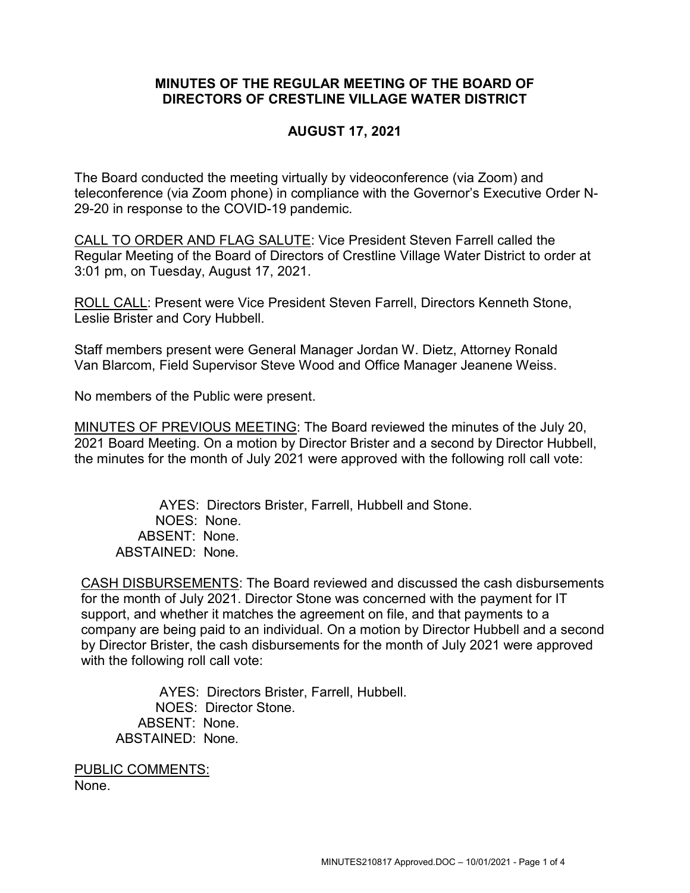# MINUTES OF THE REGULAR MEETING OF THE BOARD OF DIRECTORS OF CRESTLINE VILLAGE WATER DISTRICT

## AUGUST 17, 2021

The Board conducted the meeting virtually by videoconference (via Zoom) and teleconference (via Zoom phone) in compliance with the Governor's Executive Order N-29-20 in response to the COVID-19 pandemic.

<u>CALL TO ORDER AND FLAG SALUTE</u>: Vice President Steven Farrell called the Regular Meeting of the Board of Directors of Crestline Village Water District to order at 3:01 pm, on Tuesday, August 17, 2021.

<u>ROLL CALL</u>: Present were Vice President Steven Farrell, Directors Kenneth Stone, Leslie Brister and Cory Hubbell.

Staff members present were General Manager Jordan W. Dietz, Attorney Ronald Van Blarcom, Field Supervisor Steve Wood and Office Manager Jeanene Weiss.

No members of the Public were present.

<u>MINUTES OF PREVIOUS MEETING</u>: The Board reviewed the minutes of the July 20, 2021 Board Meeting. On a motion by Director Brister and a second by Director Hubbell, the minutes for the month of July 2021 were approved with the following roll call vote:

AYES: Directors Brister, Farrell, Hubbell and Stone.
NOES: None.
ABSENT: None.
ABSTAINED: None.

<u>CASH DISBURSEMENTS</u>: The Board reviewed and discussed the cash disbursements for the month of July 2021. Director Stone was concerned with the payment for IT support, and whether it matches the agreement on file, and that payments to a company are being paid to an individual. On a motion by Director Hubbell and a second by Director Brister, the cash disbursements for the month of July 2021 were approved with the following roll call vote:

AYES: Directors Brister, Farrell, Hubbell.
NOES: Director Stone.
ABSENT: None.
ABSTAINED: None.

<u>PUBLIC COMMENTS:</u>
None.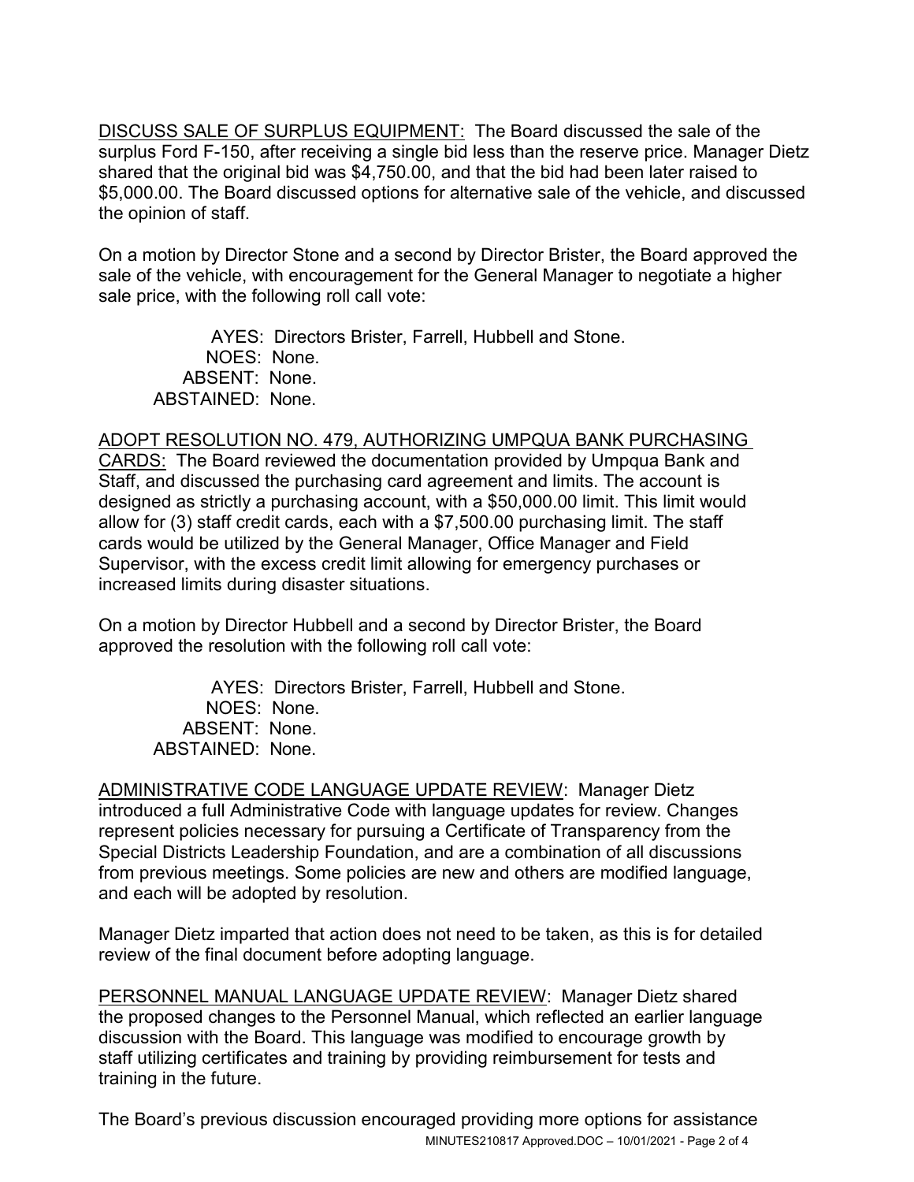<u>DISCUSS SALE OF SURPLUS EQUIPMENT:</u> The Board discussed the sale of the surplus Ford F-150, after receiving a single bid less than the reserve price. Manager Dietz shared that the original bid was $4,750.00, and that the bid had been later raised to $5,000.00. The Board discussed options for alternative sale of the vehicle, and discussed the opinion of staff.

On a motion by Director Stone and a second by Director Brister, the Board approved the sale of the vehicle, with encouragement for the General Manager to negotiate a higher sale price, with the following roll call vote:

AYES: Directors Brister, Farrell, Hubbell and Stone.
NOES: None.
ABSENT: None.
ABSTAINED: None.

<u>ADOPT RESOLUTION NO. 479, AUTHORIZING UMPQUA BANK PURCHASING CARDS:</u> The Board reviewed the documentation provided by Umpqua Bank and Staff, and discussed the purchasing card agreement and limits. The account is designed as strictly a purchasing account, with a $50,000.00 limit. This limit would allow for (3) staff credit cards, each with a $7,500.00 purchasing limit. The staff cards would be utilized by the General Manager, Office Manager and Field Supervisor, with the excess credit limit allowing for emergency purchases or increased limits during disaster situations.

On a motion by Director Hubbell and a second by Director Brister, the Board approved the resolution with the following roll call vote:

AYES: Directors Brister, Farrell, Hubbell and Stone.
NOES: None.
ABSENT: None.
ABSTAINED: None.

<u>ADMINISTRATIVE CODE LANGUAGE UPDATE REVIEW</u>: Manager Dietz introduced a full Administrative Code with language updates for review. Changes represent policies necessary for pursuing a Certificate of Transparency from the Special Districts Leadership Foundation, and are a combination of all discussions from previous meetings. Some policies are new and others are modified language, and each will be adopted by resolution.

Manager Dietz imparted that action does not need to be taken, as this is for detailed review of the final document before adopting language.

<u>PERSONNEL MANUAL LANGUAGE UPDATE REVIEW</u>: Manager Dietz shared the proposed changes to the Personnel Manual, which reflected an earlier language discussion with the Board. This language was modified to encourage growth by staff utilizing certificates and training by providing reimbursement for tests and training in the future.

The Board's previous discussion encouraged providing more options for assistance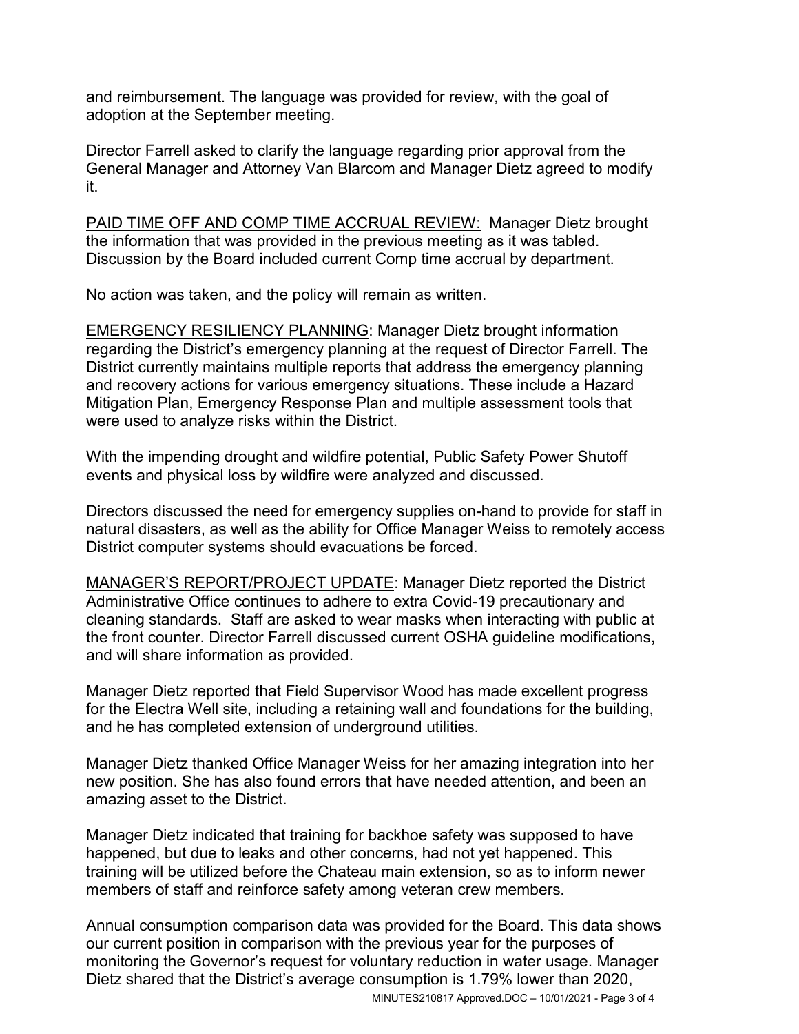and reimbursement. The language was provided for review, with the goal of adoption at the September meeting.

Director Farrell asked to clarify the language regarding prior approval from the General Manager and Attorney Van Blarcom and Manager Dietz agreed to modify it.

<u>PAID TIME OFF AND COMP TIME ACCRUAL REVIEW:</u> Manager Dietz brought the information that was provided in the previous meeting as it was tabled. Discussion by the Board included current Comp time accrual by department.

No action was taken, and the policy will remain as written.

<u>EMERGENCY RESILIENCY PLANNING</u>: Manager Dietz brought information regarding the District's emergency planning at the request of Director Farrell. The District currently maintains multiple reports that address the emergency planning and recovery actions for various emergency situations. These include a Hazard Mitigation Plan, Emergency Response Plan and multiple assessment tools that were used to analyze risks within the District.

With the impending drought and wildfire potential, Public Safety Power Shutoff events and physical loss by wildfire were analyzed and discussed.

Directors discussed the need for emergency supplies on-hand to provide for staff in natural disasters, as well as the ability for Office Manager Weiss to remotely access District computer systems should evacuations be forced.

<u>MANAGER'S REPORT/PROJECT UPDATE</u>: Manager Dietz reported the District Administrative Office continues to adhere to extra Covid-19 precautionary and cleaning standards. Staff are asked to wear masks when interacting with public at the front counter. Director Farrell discussed current OSHA guideline modifications, and will share information as provided.

Manager Dietz reported that Field Supervisor Wood has made excellent progress for the Electra Well site, including a retaining wall and foundations for the building, and he has completed extension of underground utilities.

Manager Dietz thanked Office Manager Weiss for her amazing integration into her new position. She has also found errors that have needed attention, and been an amazing asset to the District.

Manager Dietz indicated that training for backhoe safety was supposed to have happened, but due to leaks and other concerns, had not yet happened. This training will be utilized before the Chateau main extension, so as to inform newer members of staff and reinforce safety among veteran crew members.

Annual consumption comparison data was provided for the Board. This data shows our current position in comparison with the previous year for the purposes of monitoring the Governor's request for voluntary reduction in water usage. Manager Dietz shared that the District's average consumption is 1.79% lower than 2020,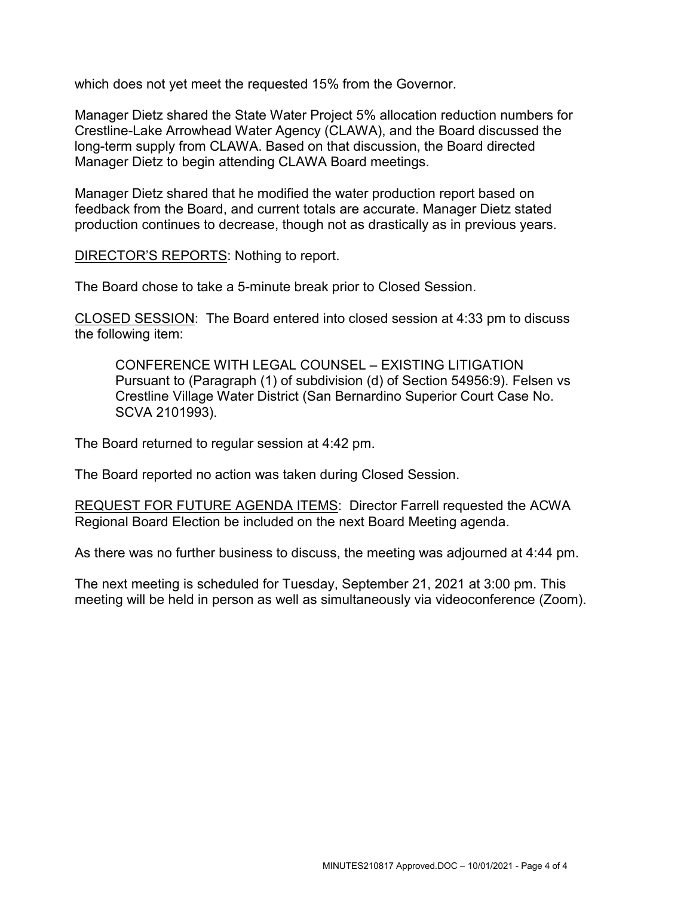which does not yet meet the requested 15% from the Governor.

Manager Dietz shared the State Water Project 5% allocation reduction numbers for Crestline-Lake Arrowhead Water Agency (CLAWA), and the Board discussed the long-term supply from CLAWA. Based on that discussion, the Board directed Manager Dietz to begin attending CLAWA Board meetings.

Manager Dietz shared that he modified the water production report based on feedback from the Board, and current totals are accurate. Manager Dietz stated production continues to decrease, though not as drastically as in previous years.

<u>DIRECTOR'S REPORTS</u>: Nothing to report.

The Board chose to take a 5-minute break prior to Closed Session.

<u>CLOSED SESSION</u>: The Board entered into closed session at 4:33 pm to discuss the following item:

> CONFERENCE WITH LEGAL COUNSEL – EXISTING LITIGATION Pursuant to (Paragraph (1) of subdivision (d) of Section 54956:9). Felsen vs Crestline Village Water District (San Bernardino Superior Court Case No. SCVA 2101993).

The Board returned to regular session at 4:42 pm.

The Board reported no action was taken during Closed Session.

<u>REQUEST FOR FUTURE AGENDA ITEMS</u>: Director Farrell requested the ACWA Regional Board Election be included on the next Board Meeting agenda.

As there was no further business to discuss, the meeting was adjourned at 4:44 pm.

The next meeting is scheduled for Tuesday, September 21, 2021 at 3:00 pm. This meeting will be held in person as well as simultaneously via videoconference (Zoom).